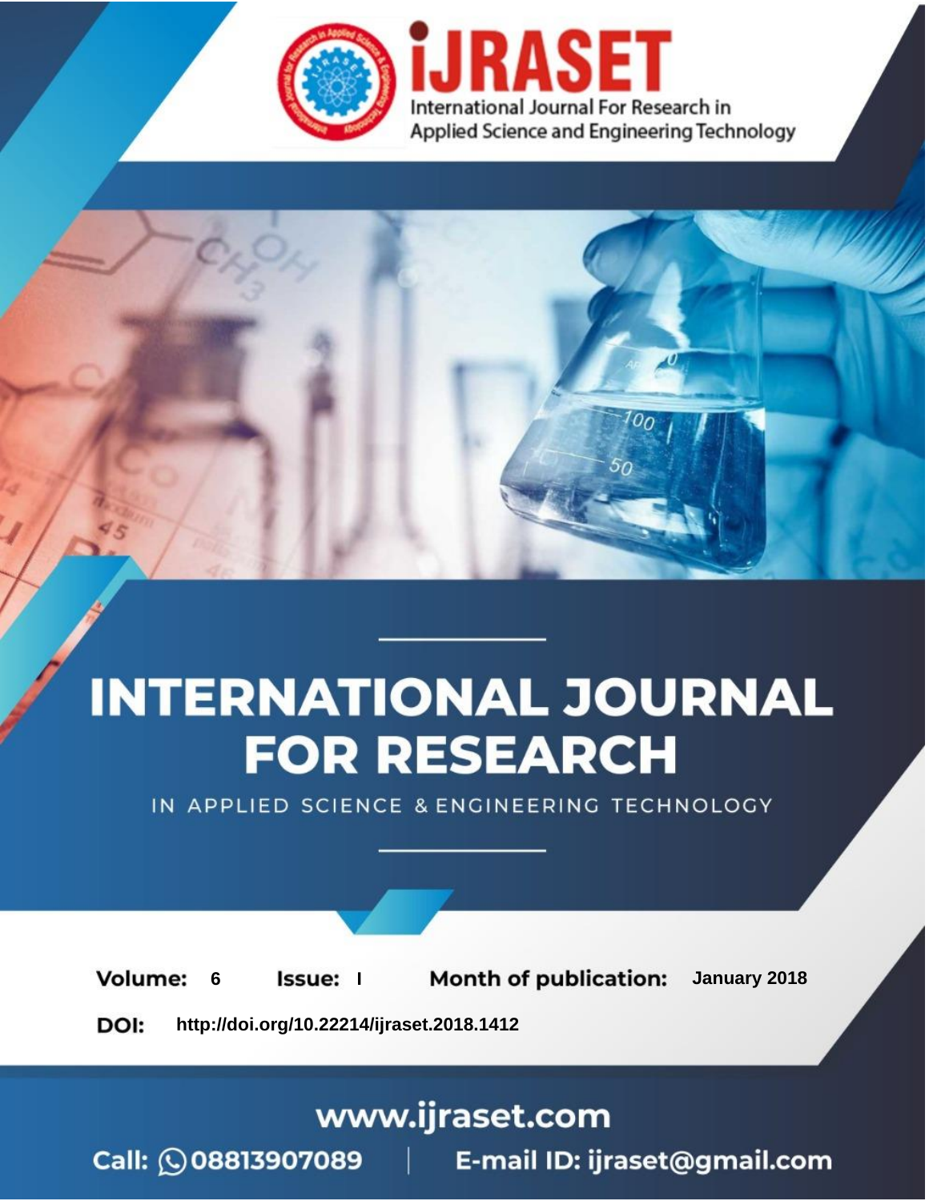iJRASET

International Journal For Research in Applied Science and Engineering Technology

# INTERNATIONAL JOURNAL FOR RESEARCH

IN APPLIED SCIENCE & ENGINEERING TECHNOLOGY

**Volume:** 6 **Issue:** I **Month of publication:** January 2018

**DOI:** http://doi.org/10.22214/ijraset.2018.1412

www.ijraset.com

Call: 08813907089 | E-mail ID: ijraset@gmail.com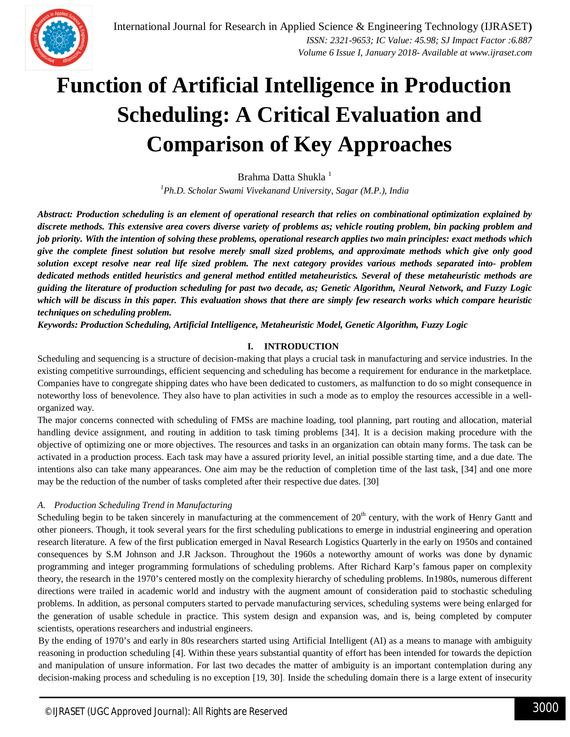# Function of Artificial Intelligence in Production Scheduling: A Critical Evaluation and Comparison of Key Approaches

Brahma Datta Shukla [1]

[1]*Ph.D. Scholar Swami Vivekanand University, Sagar (M.P.), India*

***Abstract: Production scheduling is an element of operational research that relies on combinational optimization explained by discrete methods. This extensive area covers diverse variety of problems as; vehicle routing problem, bin packing problem and job priority. With the intention of solving these problems, operational research applies two main principles: exact methods which give the complete finest solution but resolve merely small sized problems, and approximate methods which give only good solution except resolve near real life sized problem. The next category provides various methods separated into- problem dedicated methods entitled heuristics and general method entitled metaheuristics. Several of these metaheuristic methods are guiding the literature of production scheduling for past two decade, as; Genetic Algorithm, Neural Network, and Fuzzy Logic which will be discuss in this paper. This evaluation shows that there are simply few research works which compare heuristic techniques on scheduling problem.***

***Keywords: Production Scheduling, Artificial Intelligence, Metaheuristic Model, Genetic Algorithm, Fuzzy Logic***

## I. INTRODUCTION

Scheduling and sequencing is a structure of decision-making that plays a crucial task in manufacturing and service industries. In the existing competitive surroundings, efficient sequencing and scheduling has become a requirement for endurance in the marketplace. Companies have to congregate shipping dates who have been dedicated to customers, as malfunction to do so might consequence in noteworthy loss of benevolence. They also have to plan activities in such a mode as to employ the resources accessible in a well-organized way.

The major concerns connected with scheduling of FMSs are machine loading, tool planning, part routing and allocation, material handling device assignment, and routing in addition to task timing problems [34]. It is a decision making procedure with the objective of optimizing one or more objectives. The resources and tasks in an organization can obtain many forms. The task can be activated in a production process. Each task may have a assured priority level, an initial possible starting time, and a due date. The intentions also can take many appearances. One aim may be the reduction of completion time of the last task, [34] and one more may be the reduction of the number of tasks completed after their respective due dates. [30]

### *A. Production Scheduling Trend in Manufacturing*

Scheduling begin to be taken sincerely in manufacturing at the commencement of 20$^{th}$ century, with the work of Henry Gantt and other pioneers. Though, it took several years for the first scheduling publications to emerge in industrial engineering and operation research literature. A few of the first publication emerged in Naval Research Logistics Quarterly in the early on 1950s and contained consequences by S.M Johnson and J.R Jackson. Throughout the 1960s a noteworthy amount of works was done by dynamic programming and integer programming formulations of scheduling problems. After Richard Karp's famous paper on complexity theory, the research in the 1970's centered mostly on the complexity hierarchy of scheduling problems. In1980s, numerous different directions were trailed in academic world and industry with the augment amount of consideration paid to stochastic scheduling problems. In addition, as personal computers started to pervade manufacturing services, scheduling systems were being enlarged for the generation of usable schedule in practice. This system design and expansion was, and is, being completed by computer scientists, operations researchers and industrial engineers.

By the ending of 1970's and early in 80s researchers started using Artificial Intelligent (AI) as a means to manage with ambiguity reasoning in production scheduling [4]. Within these years substantial quantity of effort has been intended for towards the depiction and manipulation of unsure information. For last two decades the matter of ambiguity is an important contemplation during any decision-making process and scheduling is no exception [19, 30]. Inside the scheduling domain there is a large extent of insecurity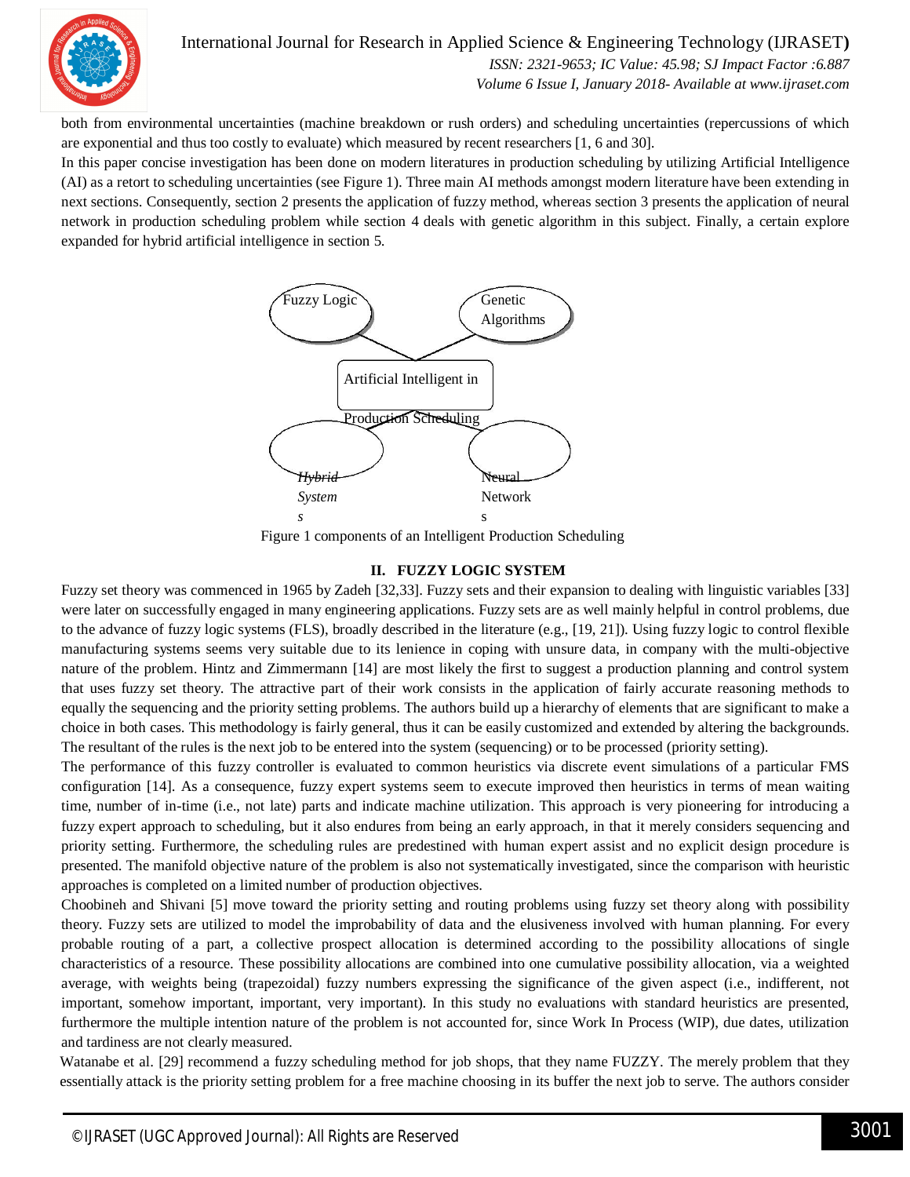both from environmental uncertainties (machine breakdown or rush orders) and scheduling uncertainties (repercussions of which are exponential and thus too costly to evaluate) which measured by recent researchers [1, 6 and 30].

In this paper concise investigation has been done on modern literatures in production scheduling by utilizing Artificial Intelligence (AI) as a retort to scheduling uncertainties (see Figure 1). Three main AI methods amongst modern literature have been extending in next sections. Consequently, section 2 presents the application of fuzzy method, whereas section 3 presents the application of neural network in production scheduling problem while section 4 deals with genetic algorithm in this subject. Finally, a certain explore expanded for hybrid artificial intelligence in section 5.

Fuzzy Logic

Genetic Algorithms

Artificial Intelligent in Production Scheduling

Hybrid Systems

Neural Networks

Figure 1 components of an Intelligent Production Scheduling

## II. FUZZY LOGIC SYSTEM

Fuzzy set theory was commenced in 1965 by Zadeh [32,33]. Fuzzy sets and their expansion to dealing with linguistic variables [33] were later on successfully engaged in many engineering applications. Fuzzy sets are as well mainly helpful in control problems, due to the advance of fuzzy logic systems (FLS), broadly described in the literature (e.g., [19, 21]). Using fuzzy logic to control flexible manufacturing systems seems very suitable due to its lenience in coping with unsure data, in company with the multi-objective nature of the problem. Hintz and Zimmermann [14] are most likely the first to suggest a production planning and control system that uses fuzzy set theory. The attractive part of their work consists in the application of fairly accurate reasoning methods to equally the sequencing and the priority setting problems. The authors build up a hierarchy of elements that are significant to make a choice in both cases. This methodology is fairly general, thus it can be easily customized and extended by altering the backgrounds. The resultant of the rules is the next job to be entered into the system (sequencing) or to be processed (priority setting).

The performance of this fuzzy controller is evaluated to common heuristics via discrete event simulations of a particular FMS configuration [14]. As a consequence, fuzzy expert systems seem to execute improved then heuristics in terms of mean waiting time, number of in-time (i.e., not late) parts and indicate machine utilization. This approach is very pioneering for introducing a fuzzy expert approach to scheduling, but it also endures from being an early approach, in that it merely considers sequencing and priority setting. Furthermore, the scheduling rules are predestined with human expert assist and no explicit design procedure is presented. The manifold objective nature of the problem is also not systematically investigated, since the comparison with heuristic approaches is completed on a limited number of production objectives.

Choobineh and Shivani [5] move toward the priority setting and routing problems using fuzzy set theory along with possibility theory. Fuzzy sets are utilized to model the improbability of data and the elusiveness involved with human planning. For every probable routing of a part, a collective prospect allocation is determined according to the possibility allocations of single characteristics of a resource. These possibility allocations are combined into one cumulative possibility allocation, via a weighted average, with weights being (trapezoidal) fuzzy numbers expressing the significance of the given aspect (i.e., indifferent, not important, somehow important, important, very important). In this study no evaluations with standard heuristics are presented, furthermore the multiple intention nature of the problem is not accounted for, since Work In Process (WIP), due dates, utilization and tardiness are not clearly measured.

Watanabe et al. [29] recommend a fuzzy scheduling method for job shops, that they name FUZZY. The merely problem that they essentially attack is the priority setting problem for a free machine choosing in its buffer the next job to serve. The authors consider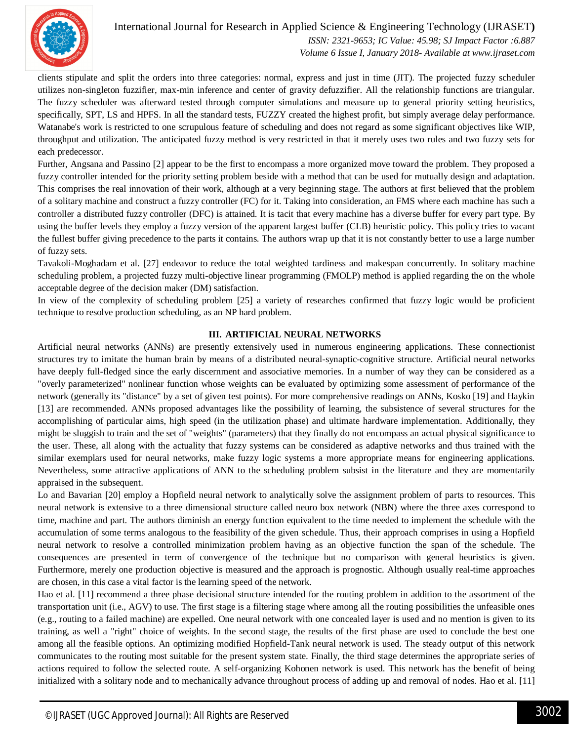clients stipulate and split the orders into three categories: normal, express and just in time (JIT). The projected fuzzy scheduler utilizes non-singleton fuzzifier, max-min inference and center of gravity defuzzifier. All the relationship functions are triangular. The fuzzy scheduler was afterward tested through computer simulations and measure up to general priority setting heuristics, specifically, SPT, LS and HPFS. In all the standard tests, FUZZY created the highest profit, but simply average delay performance. Watanabe's work is restricted to one scrupulous feature of scheduling and does not regard as some significant objectives like WIP, throughput and utilization. The anticipated fuzzy method is very restricted in that it merely uses two rules and two fuzzy sets for each predecessor.

Further, Angsana and Passino [2] appear to be the first to encompass a more organized move toward the problem. They proposed a fuzzy controller intended for the priority setting problem beside with a method that can be used for mutually design and adaptation. This comprises the real innovation of their work, although at a very beginning stage. The authors at first believed that the problem of a solitary machine and construct a fuzzy controller (FC) for it. Taking into consideration, an FMS where each machine has such a controller a distributed fuzzy controller (DFC) is attained. It is tacit that every machine has a diverse buffer for every part type. By using the buffer levels they employ a fuzzy version of the apparent largest buffer (CLB) heuristic policy. This policy tries to vacant the fullest buffer giving precedence to the parts it contains. The authors wrap up that it is not constantly better to use a large number of fuzzy sets.

Tavakoli-Moghadam et al. [27] endeavor to reduce the total weighted tardiness and makespan concurrently. In solitary machine scheduling problem, a projected fuzzy multi-objective linear programming (FMOLP) method is applied regarding the on the whole acceptable degree of the decision maker (DM) satisfaction.

In view of the complexity of scheduling problem [25] a variety of researches confirmed that fuzzy logic would be proficient technique to resolve production scheduling, as an NP hard problem.

## III. ARTIFICIAL NEURAL NETWORKS

Artificial neural networks (ANNs) are presently extensively used in numerous engineering applications. These connectionist structures try to imitate the human brain by means of a distributed neural-synaptic-cognitive structure. Artificial neural networks have deeply full-fledged since the early discernment and associative memories. In a number of way they can be considered as a "overly parameterized" nonlinear function whose weights can be evaluated by optimizing some assessment of performance of the network (generally its "distance" by a set of given test points). For more comprehensive readings on ANNs, Kosko [19] and Haykin [13] are recommended. ANNs proposed advantages like the possibility of learning, the subsistence of several structures for the accomplishing of particular aims, high speed (in the utilization phase) and ultimate hardware implementation. Additionally, they might be sluggish to train and the set of "weights" (parameters) that they finally do not encompass an actual physical significance to the user. These, all along with the actuality that fuzzy systems can be considered as adaptive networks and thus trained with the similar exemplars used for neural networks, make fuzzy logic systems a more appropriate means for engineering applications. Nevertheless, some attractive applications of ANN to the scheduling problem subsist in the literature and they are momentarily appraised in the subsequent.

Lo and Bavarian [20] employ a Hopfield neural network to analytically solve the assignment problem of parts to resources. This neural network is extensive to a three dimensional structure called neuro box network (NBN) where the three axes correspond to time, machine and part. The authors diminish an energy function equivalent to the time needed to implement the schedule with the accumulation of some terms analogous to the feasibility of the given schedule. Thus, their approach comprises in using a Hopfield neural network to resolve a controlled minimization problem having as an objective function the span of the schedule. The consequences are presented in term of convergence of the technique but no comparison with general heuristics is given. Furthermore, merely one production objective is measured and the approach is prognostic. Although usually real-time approaches are chosen, in this case a vital factor is the learning speed of the network.

Hao et al. [11] recommend a three phase decisional structure intended for the routing problem in addition to the assortment of the transportation unit (i.e., AGV) to use. The first stage is a filtering stage where among all the routing possibilities the unfeasible ones (e.g., routing to a failed machine) are expelled. One neural network with one concealed layer is used and no mention is given to its training, as well a "right" choice of weights. In the second stage, the results of the first phase are used to conclude the best one among all the feasible options. An optimizing modified Hopfield-Tank neural network is used. The steady output of this network communicates to the routing most suitable for the present system state. Finally, the third stage determines the appropriate series of actions required to follow the selected route. A self-organizing Kohonen network is used. This network has the benefit of being initialized with a solitary node and to mechanically advance throughout process of adding up and removal of nodes. Hao et al. [11]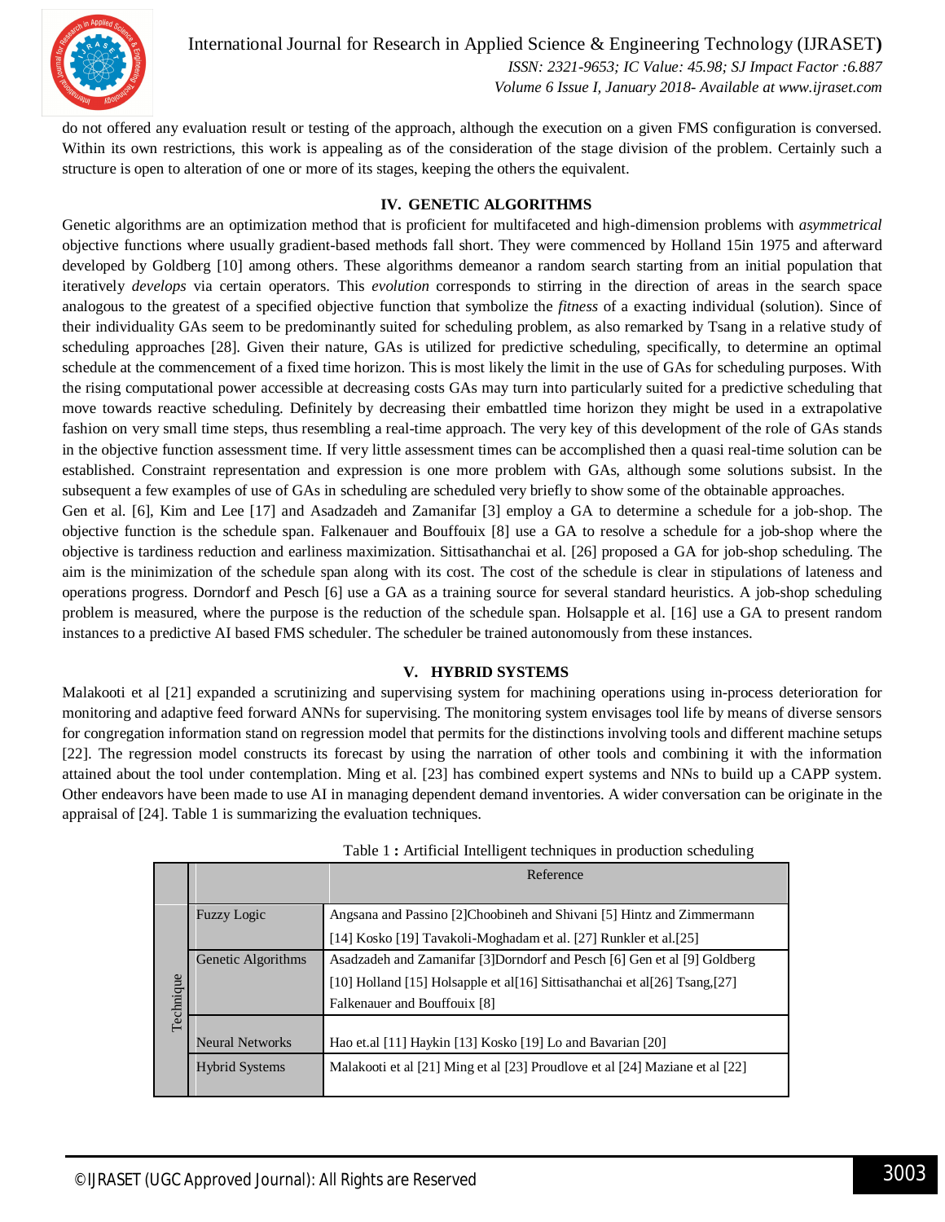do not offered any evaluation result or testing of the approach, although the execution on a given FMS configuration is conversed. Within its own restrictions, this work is appealing as of the consideration of the stage division of the problem. Certainly such a structure is open to alteration of one or more of its stages, keeping the others the equivalent.

## IV. GENETIC ALGORITHMS

Genetic algorithms are an optimization method that is proficient for multifaceted and high-dimension problems with *asymmetrical* objective functions where usually gradient-based methods fall short. They were commenced by Holland 15in 1975 and afterward developed by Goldberg [10] among others. These algorithms demeanor a random search starting from an initial population that iteratively *develops* via certain operators. This *evolution* corresponds to stirring in the direction of areas in the search space analogous to the greatest of a specified objective function that symbolize the *fitness* of a exacting individual (solution). Since of their individuality GAs seem to be predominantly suited for scheduling problem, as also remarked by Tsang in a relative study of scheduling approaches [28]. Given their nature, GAs is utilized for predictive scheduling, specifically, to determine an optimal schedule at the commencement of a fixed time horizon. This is most likely the limit in the use of GAs for scheduling purposes. With the rising computational power accessible at decreasing costs GAs may turn into particularly suited for a predictive scheduling that move towards reactive scheduling. Definitely by decreasing their embattled time horizon they might be used in a extrapolative fashion on very small time steps, thus resembling a real-time approach. The very key of this development of the role of GAs stands in the objective function assessment time. If very little assessment times can be accomplished then a quasi real-time solution can be established. Constraint representation and expression is one more problem with GAs, although some solutions subsist. In the subsequent a few examples of use of GAs in scheduling are scheduled very briefly to show some of the obtainable approaches.

Gen et al. [6], Kim and Lee [17] and Asadzadeh and Zamanifar [3] employ a GA to determine a schedule for a job-shop. The objective function is the schedule span. Falkenauer and Bouffouix [8] use a GA to resolve a schedule for a job-shop where the objective is tardiness reduction and earliness maximization. Sittisathanchai et al. [26] proposed a GA for job-shop scheduling. The aim is the minimization of the schedule span along with its cost. The cost of the schedule is clear in stipulations of lateness and operations progress. Dorndorf and Pesch [6] use a GA as a training source for several standard heuristics. A job-shop scheduling problem is measured, where the purpose is the reduction of the schedule span. Holsapple et al. [16] use a GA to present random instances to a predictive AI based FMS scheduler. The scheduler be trained autonomously from these instances.

## V. HYBRID SYSTEMS

Malakooti et al [21] expanded a scrutinizing and supervising system for machining operations using in-process deterioration for monitoring and adaptive feed forward ANNs for supervising. The monitoring system envisages tool life by means of diverse sensors for congregation information stand on regression model that permits for the distinctions involving tools and different machine setups [22]. The regression model constructs its forecast by using the narration of other tools and combining it with the information attained about the tool under contemplation. Ming et al. [23] has combined expert systems and NNs to build up a CAPP system. Other endeavors have been made to use AI in managing dependent demand inventories. A wider conversation can be originate in the appraisal of [24]. Table 1 is summarizing the evaluation techniques.

Table 1 **:** Artificial Intelligent techniques in production scheduling

| | | Reference |
|---|---|---|
| Technique | Fuzzy Logic | Angsana and Passino [2]Choobineh and Shivani [5] Hintz and Zimmermann [14] Kosko [19] Tavakoli-Moghadam et al. [27] Runkler et al.[25] |
| | Genetic Algorithms | Asadzadeh and Zamanifar [3]Dorndorf and Pesch [6] Gen et al [9] Goldberg [10] Holland [15] Holsapple et al[16] Sittisathanchai et al[26] Tsang,[27] Falkenauer and Bouffouix [8] |
| | Neural Networks | Hao et.al [11] Haykin [13] Kosko [19] Lo and Bavarian [20] |
| | Hybrid Systems | Malakooti et al [21] Ming et al [23] Proudlove et al [24] Maziane et al [22] |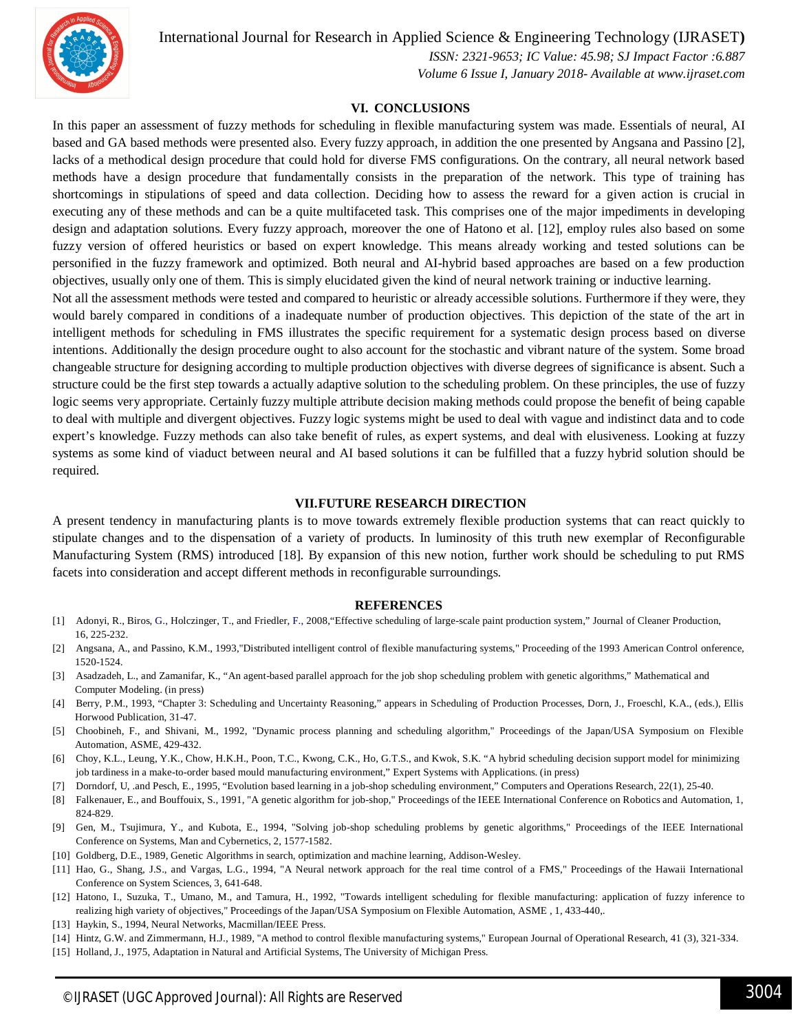## VI. CONCLUSIONS

In this paper an assessment of fuzzy methods for scheduling in flexible manufacturing system was made. Essentials of neural, AI based and GA based methods were presented also. Every fuzzy approach, in addition the one presented by Angsana and Passino [2], lacks of a methodical design procedure that could hold for diverse FMS configurations. On the contrary, all neural network based methods have a design procedure that fundamentally consists in the preparation of the network. This type of training has shortcomings in stipulations of speed and data collection. Deciding how to assess the reward for a given action is crucial in executing any of these methods and can be a quite multifaceted task. This comprises one of the major impediments in developing design and adaptation solutions. Every fuzzy approach, moreover the one of Hatono et al. [12], employ rules also based on some fuzzy version of offered heuristics or based on expert knowledge. This means already working and tested solutions can be personified in the fuzzy framework and optimized. Both neural and AI-hybrid based approaches are based on a few production objectives, usually only one of them. This is simply elucidated given the kind of neural network training or inductive learning.

Not all the assessment methods were tested and compared to heuristic or already accessible solutions. Furthermore if they were, they would barely compared in conditions of a inadequate number of production objectives. This depiction of the state of the art in intelligent methods for scheduling in FMS illustrates the specific requirement for a systematic design process based on diverse intentions. Additionally the design procedure ought to also account for the stochastic and vibrant nature of the system. Some broad changeable structure for designing according to multiple production objectives with diverse degrees of significance is absent. Such a structure could be the first step towards a actually adaptive solution to the scheduling problem. On these principles, the use of fuzzy logic seems very appropriate. Certainly fuzzy multiple attribute decision making methods could propose the benefit of being capable to deal with multiple and divergent objectives. Fuzzy logic systems might be used to deal with vague and indistinct data and to code expert's knowledge. Fuzzy methods can also take benefit of rules, as expert systems, and deal with elusiveness. Looking at fuzzy systems as some kind of viaduct between neural and AI based solutions it can be fulfilled that a fuzzy hybrid solution should be required.

## VII.FUTURE RESEARCH DIRECTION

A present tendency in manufacturing plants is to move towards extremely flexible production systems that can react quickly to stipulate changes and to the dispensation of a variety of products. In luminosity of this truth new exemplar of Reconfigurable Manufacturing System (RMS) introduced [18]. By expansion of this new notion, further work should be scheduling to put RMS facets into consideration and accept different methods in reconfigurable surroundings.

## REFERENCES

[1] Adonyi, R., Biros, G., Holczinger, T., and Friedler, F., 2008,"Effective scheduling of large-scale paint production system," Journal of Cleaner Production, 16, 225-232.

[2] Angsana, A., and Passino, K.M., 1993,"Distributed intelligent control of flexible manufacturing systems," Proceeding of the 1993 American Control onference, 1520-1524.

[3] Asadzadeh, L., and Zamanifar, K., "An agent-based parallel approach for the job shop scheduling problem with genetic algorithms," Mathematical and Computer Modeling. (in press)

[4] Berry, P.M., 1993, "Chapter 3: Scheduling and Uncertainty Reasoning," appears in Scheduling of Production Processes, Dorn, J., Froeschl, K.A., (eds.), Ellis Horwood Publication, 31-47.

[5] Choobineh, F., and Shivani, M., 1992, "Dynamic process planning and scheduling algorithm," Proceedings of the Japan/USA Symposium on Flexible Automation, ASME, 429-432.

[6] Choy, K.L., Leung, Y.K., Chow, H.K.H., Poon, T.C., Kwong, C.K., Ho, G.T.S., and Kwok, S.K. "A hybrid scheduling decision support model for minimizing job tardiness in a make-to-order based mould manufacturing environment," Expert Systems with Applications. (in press)

[7] Dorndorf, U, .and Pesch, E., 1995, "Evolution based learning in a job-shop scheduling environment," Computers and Operations Research, 22(1), 25-40.

[8] Falkenauer, E., and Bouffouix, S., 1991, "A genetic algorithm for job-shop," Proceedings of the IEEE International Conference on Robotics and Automation, 1, 824-829.

[9] Gen, M., Tsujimura, Y., and Kubota, E., 1994, "Solving job-shop scheduling problems by genetic algorithms," Proceedings of the IEEE International Conference on Systems, Man and Cybernetics, 2, 1577-1582.

[10] Goldberg, D.E., 1989, Genetic Algorithms in search, optimization and machine learning, Addison-Wesley.

[11] Hao, G., Shang, J.S., and Vargas, L.G., 1994, "A Neural network approach for the real time control of a FMS," Proceedings of the Hawaii International Conference on System Sciences, 3, 641-648.

[12] Hatono, I., Suzuka, T., Umano, M., and Tamura, H., 1992, "Towards intelligent scheduling for flexible manufacturing: application of fuzzy inference to realizing high variety of objectives," Proceedings of the Japan/USA Symposium on Flexible Automation, ASME , 1, 433-440,.

[13] Haykin, S., 1994, Neural Networks, Macmillan/IEEE Press.

[14] Hintz, G.W. and Zimmermann, H.J., 1989, "A method to control flexible manufacturing systems," European Journal of Operational Research, 41 (3), 321-334.

[15] Holland, J., 1975, Adaptation in Natural and Artificial Systems, The University of Michigan Press.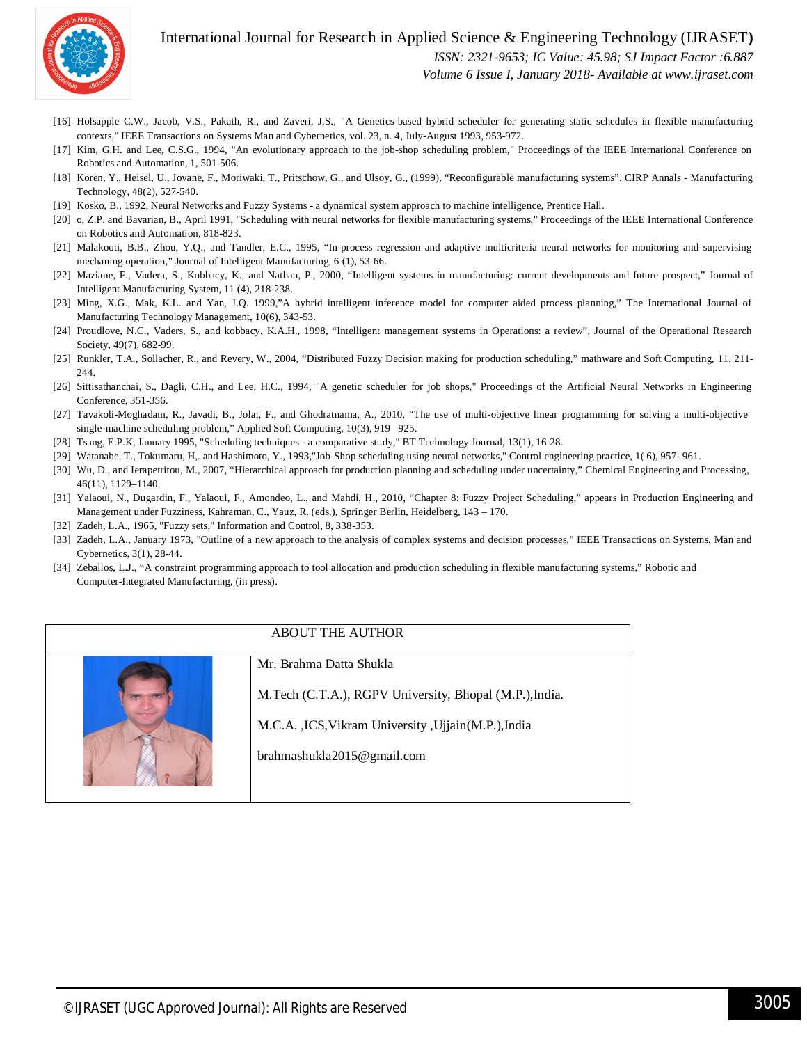[16] Holsapple C.W., Jacob, V.S., Pakath, R., and Zaveri, J.S., "A Genetics-based hybrid scheduler for generating static schedules in flexible manufacturing contexts," IEEE Transactions on Systems Man and Cybernetics, vol. 23, n. 4, July-August 1993, 953-972.

[17] Kim, G.H. and Lee, C.S.G., 1994, "An evolutionary approach to the job-shop scheduling problem," Proceedings of the IEEE International Conference on Robotics and Automation, 1, 501-506.

[18] Koren, Y., Heisel, U., Jovane, F., Moriwaki, T., Pritschow, G., and Ulsoy, G., (1999), "Reconfigurable manufacturing systems". CIRP Annals - Manufacturing Technology, 48(2), 527-540.

[19] Kosko, B., 1992, Neural Networks and Fuzzy Systems - a dynamical system approach to machine intelligence, Prentice Hall.

[20] o, Z.P. and Bavarian, B., April 1991, "Scheduling with neural networks for flexible manufacturing systems," Proceedings of the IEEE International Conference on Robotics and Automation, 818-823.

[21] Malakooti, B.B., Zhou, Y.Q., and Tandler, E.C., 1995, "In-process regression and adaptive multicriteria neural networks for monitoring and supervising mechaning operation," Journal of Intelligent Manufacturing, 6 (1), 53-66.

[22] Maziane, F., Vadera, S., Kobbacy, K., and Nathan, P., 2000, "Intelligent systems in manufacturing: current developments and future prospect," Journal of Intelligent Manufacturing System, 11 (4), 218-238.

[23] Ming, X.G., Mak, K.L. and Yan, J.Q. 1999,"A hybrid intelligent inference model for computer aided process planning," The International Journal of Manufacturing Technology Management, 10(6), 343-53.

[24] Proudlove, N.C., Vaders, S., and kobbacy, K.A.H., 1998, "Intelligent management systems in Operations: a review", Journal of the Operational Research Society, 49(7), 682-99.

[25] Runkler, T.A., Sollacher, R., and Revery, W., 2004, "Distributed Fuzzy Decision making for production scheduling," mathware and Soft Computing, 11, 211-244.

[26] Sittisathanchai, S., Dagli, C.H., and Lee, H.C., 1994, "A genetic scheduler for job shops," Proceedings of the Artificial Neural Networks in Engineering Conference, 351-356.

[27] Tavakoli-Moghadam, R., Javadi, B., Jolai, F., and Ghodratnama, A., 2010, "The use of multi-objective linear programming for solving a multi-objective single-machine scheduling problem," Applied Soft Computing, 10(3), 919– 925.

[28] Tsang, E.P.K, January 1995, "Scheduling techniques - a comparative study," BT Technology Journal, 13(1), 16-28.

[29] Watanabe, T., Tokumaru, H,. and Hashimoto, Y., 1993,"Job-Shop scheduling using neural networks," Control engineering practice, 1( 6), 957- 961.

[30] Wu, D., and Ierapetritou, M., 2007, "Hierarchical approach for production planning and scheduling under uncertainty," Chemical Engineering and Processing, 46(11), 1129–1140.

[31] Yalaoui, N., Dugardin, F., Yalaoui, F., Amondeo, L., and Mahdi, H., 2010, "Chapter 8: Fuzzy Project Scheduling," appears in Production Engineering and Management under Fuzziness, Kahraman, C., Yauz, R. (eds.), Springer Berlin, Heidelberg, 143 – 170.

[32] Zadeh, L.A., 1965, "Fuzzy sets," Information and Control, 8, 338-353.

[33] Zadeh, L.A., January 1973, "Outline of a new approach to the analysis of complex systems and decision processes," IEEE Transactions on Systems, Man and Cybernetics, 3(1), 28-44.

[34] Zeballos, L.J., "A constraint programming approach to tool allocation and production scheduling in flexible manufacturing systems," Robotic and Computer-Integrated Manufacturing, (in press).

| ABOUT THE AUTHOR | |
|---|---|
| | Mr. Brahma Datta Shukla<br><br>M.Tech (C.T.A.), RGPV University, Bhopal (M.P.),India.<br><br>M.C.A. ,ICS,Vikram University ,Ujjain(M.P.),India<br><br>brahmashukla2015@gmail.com |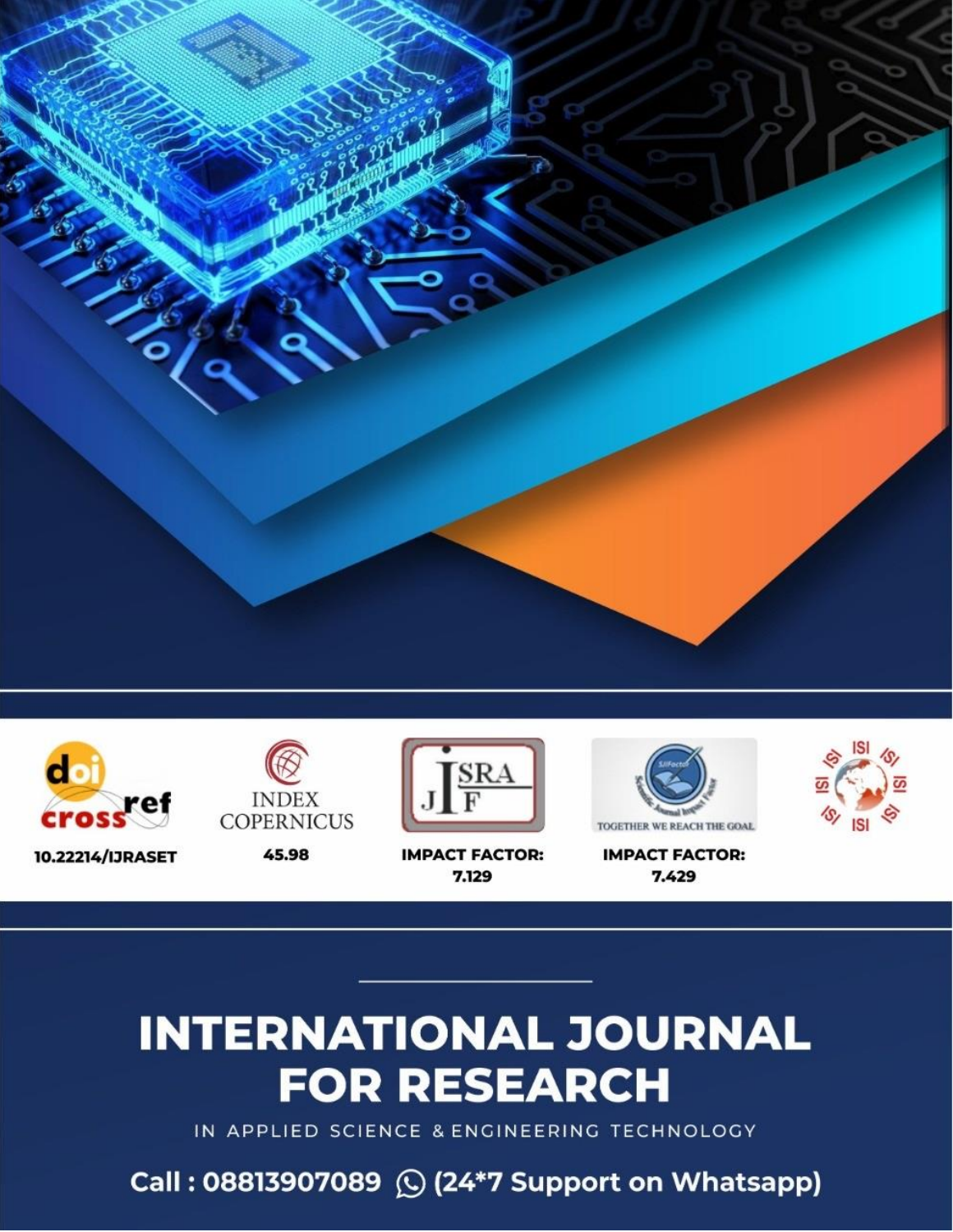10.22214/IJRASET

INDEX COPERNICUS

45.98

IMPACT FACTOR: 7.129

IMPACT FACTOR: 7.429

# INTERNATIONAL JOURNAL FOR RESEARCH

IN APPLIED SCIENCE & ENGINEERING TECHNOLOGY

Call : 08813907089 (24*7 Support on Whatsapp)